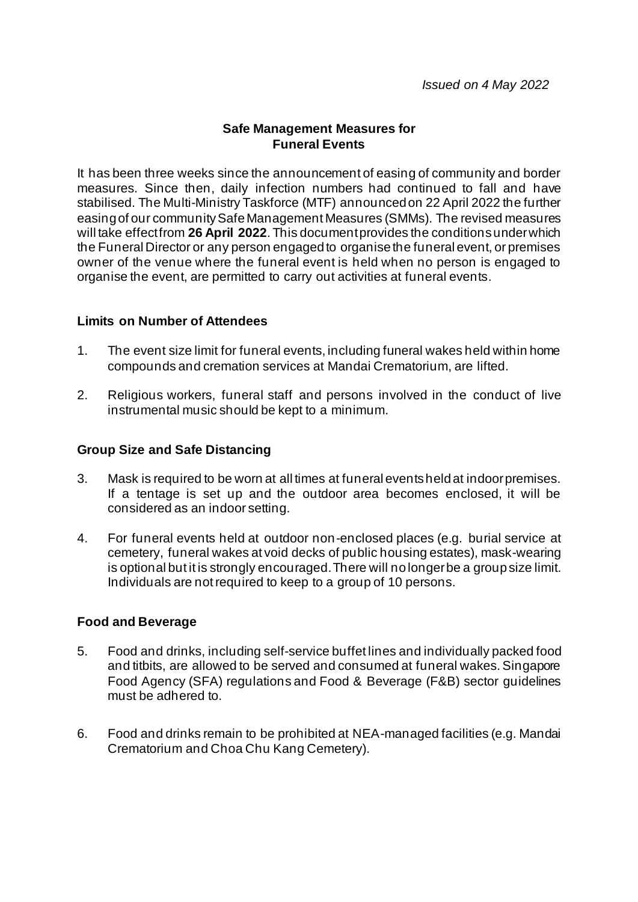*Issued on 4 May 2022*

**Safe Management Measures for Funeral Events**

It has been three weeks since the announcement of easing of community and border measures. Since then, daily infection numbers had continued to fall and have stabilised. The Multi-Ministry Taskforce (MTF) announced on 22 April 2022 the further easing of our community Safe Management Measures (SMMs). The revised measures will take effect from **26 April 2022**. This document provides the conditions under which the Funeral Director or any person engaged to organise the funeral event, or premises owner of the venue where the funeral event is held when no person is engaged to organise the event, are permitted to carry out activities at funeral events.

**Limits on Number of Attendees**

1. The event size limit for funeral events, including funeral wakes held within home compounds and cremation services at Mandai Crematorium, are lifted.

2. Religious workers, funeral staff and persons involved in the conduct of live instrumental music should be kept to a minimum.

**Group Size and Safe Distancing**

3. Mask is required to be worn at all times at funeral events held at indoor premises. If a tentage is set up and the outdoor area becomes enclosed, it will be considered as an indoor setting.

4. For funeral events held at outdoor non-enclosed places (e.g. burial service at cemetery, funeral wakes at void decks of public housing estates), mask-wearing is optional but it is strongly encouraged. There will no longer be a group size limit. Individuals are not required to keep to a group of 10 persons.

**Food and Beverage**

5. Food and drinks, including self-service buffet lines and individually packed food and titbits, are allowed to be served and consumed at funeral wakes. Singapore Food Agency (SFA) regulations and Food & Beverage (F&B) sector guidelines must be adhered to.

6. Food and drinks remain to be prohibited at NEA-managed facilities (e.g. Mandai Crematorium and Choa Chu Kang Cemetery).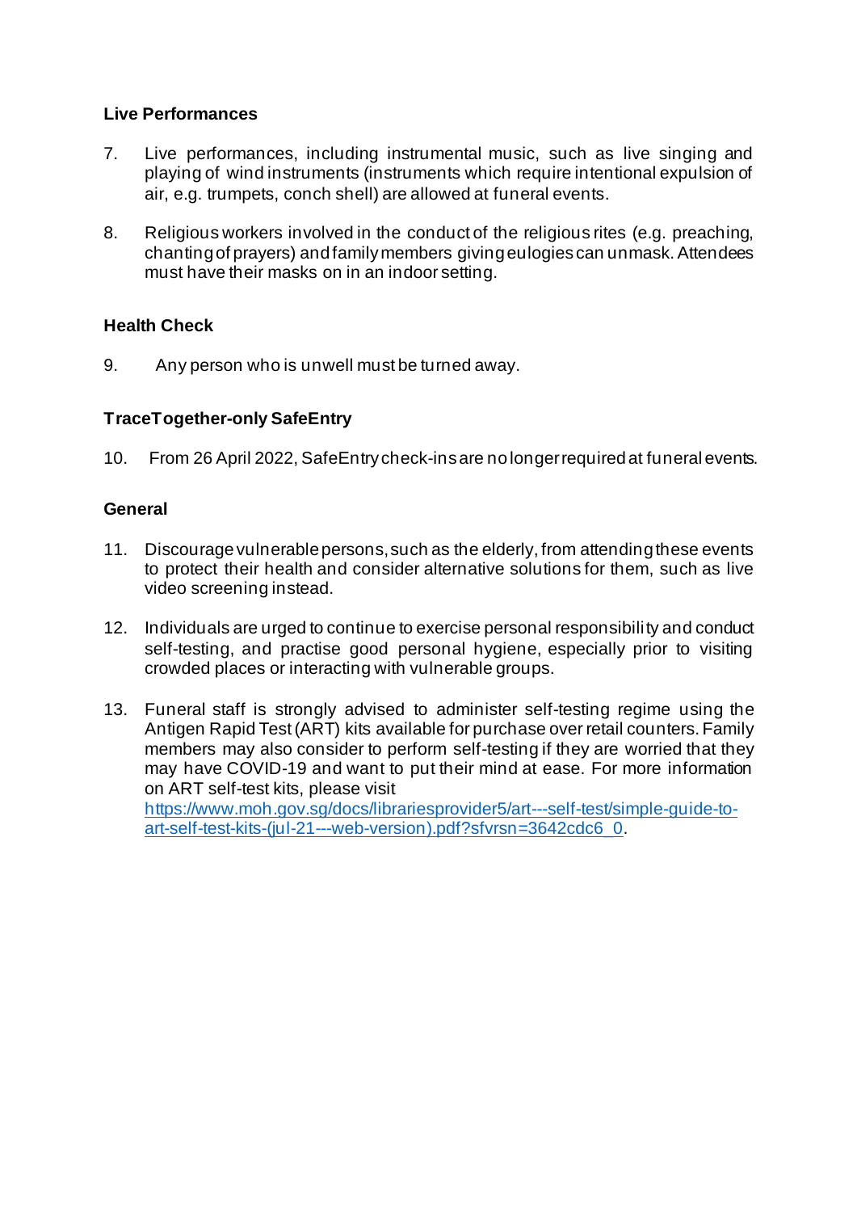**Live Performances**

7. Live performances, including instrumental music, such as live singing and playing of wind instruments (instruments which require intentional expulsion of air, e.g. trumpets, conch shell) are allowed at funeral events.

8. Religious workers involved in the conduct of the religious rites (e.g. preaching, chanting of prayers) and family members giving eulogies can unmask. Attendees must have their masks on in an indoor setting.

**Health Check**

9. Any person who is unwell must be turned away.

**TraceTogether-only SafeEntry**

10. From 26 April 2022, SafeEntry check-ins are no longer required at funeral events.

**General**

11. Discourage vulnerable persons, such as the elderly, from attending these events to protect their health and consider alternative solutions for them, such as live video screening instead.

12. Individuals are urged to continue to exercise personal responsibility and conduct self-testing, and practise good personal hygiene, especially prior to visiting crowded places or interacting with vulnerable groups.

13. Funeral staff is strongly advised to administer self-testing regime using the Antigen Rapid Test (ART) kits available for purchase over retail counters. Family members may also consider to perform self-testing if they are worried that they may have COVID-19 and want to put their mind at ease. For more information on ART self-test kits, please visit https://www.moh.gov.sg/docs/librariesprovider5/art---self-test/simple-guide-to-art-self-test-kits-(jul-21---web-version).pdf?sfvrsn=3642cdc6_0.